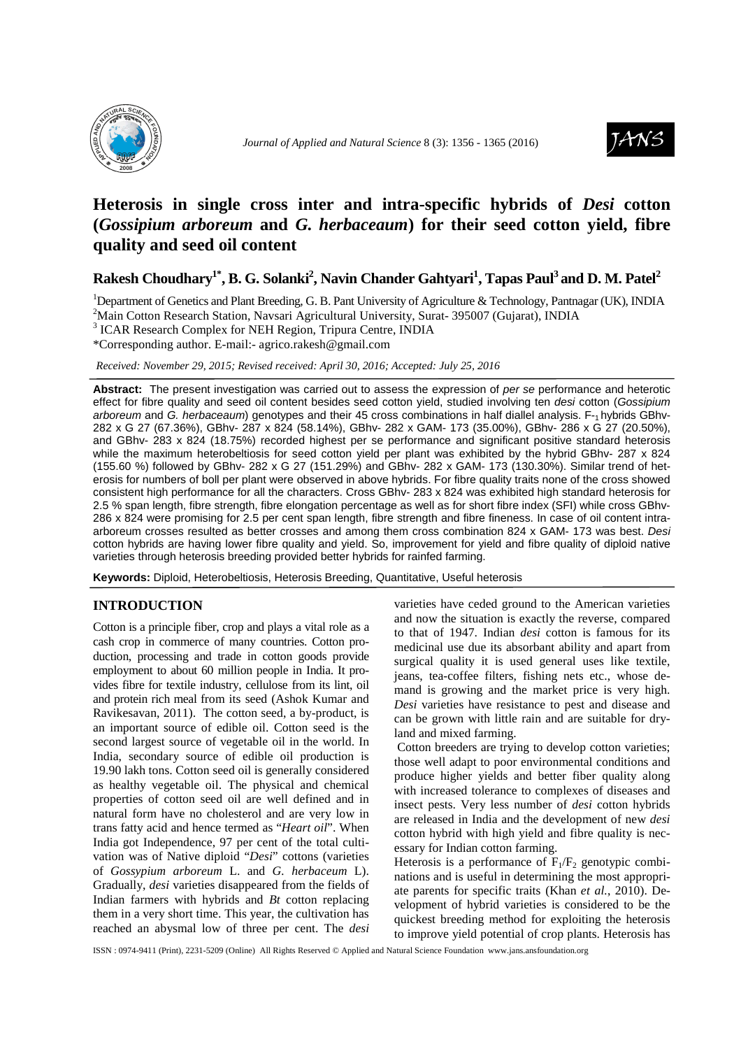# Heterosis in single cross inter and intra-specific hybrids of *Desi* cotton (*Gossipium arboreum* and *G. herbaceaum*) for their seed cotton yield, fibre quality and seed oil content

**Rakesh Choudhary[1*], B. G. Solanki[2], Navin Chander Gahtyari[1], Tapas Paul[3] and D. M. Patel[2]**

[1]Department of Genetics and Plant Breeding, G. B. Pant University of Agriculture & Technology, Pantnagar (UK), INDIA
[2]Main Cotton Research Station, Navsari Agricultural University, Surat- 395007 (Gujarat), INDIA
[3] ICAR Research Complex for NEH Region, Tripura Centre, INDIA
*Corresponding author. E-mail:- agrico.rakesh@gmail.com

*Received: November 29, 2015; Revised received: April 30, 2016; Accepted: July 25, 2016*

**Abstract:** The present investigation was carried out to assess the expression of *per se* performance and heterotic effect for fibre quality and seed oil content besides seed cotton yield, studied involving ten *desi* cotton (*Gossipium arboreum* and *G. herbaceaum*) genotypes and their 45 cross combinations in half diallel analysis. $F_1$ hybrids GBhv- 282 x G 27 (67.36%), GBhv- 287 x 824 (58.14%), GBhv- 282 x GAM- 173 (35.00%), GBhv- 286 x G 27 (20.50%), and GBhv- 283 x 824 (18.75%) recorded highest per se performance and significant positive standard heterosis while the maximum heterobeltiosis for seed cotton yield per plant was exhibited by the hybrid GBhv- 287 x 824 (155.60 %) followed by GBhv- 282 x G 27 (151.29%) and GBhv- 282 x GAM- 173 (130.30%). Similar trend of heterosis for numbers of boll per plant were observed in above hybrids. For fibre quality traits none of the cross showed consistent high performance for all the characters. Cross GBhv- 283 x 824 was exhibited high standard heterosis for 2.5 % span length, fibre strength, fibre elongation percentage as well as for short fibre index (SFI) while cross GBhv- 286 x 824 were promising for 2.5 per cent span length, fibre strength and fibre fineness. In case of oil content intra-arboreum crosses resulted as better crosses and among them cross combination 824 x GAM- 173 was best. *Desi* cotton hybrids are having lower fibre quality and yield. So, improvement for yield and fibre quality of diploid native varieties through heterosis breeding provided better hybrids for rainfed farming.

**Keywords:** Diploid, Heterobeltiosis, Heterosis Breeding, Quantitative, Useful heterosis

## INTRODUCTION

Cotton is a principle fiber, crop and plays a vital role as a cash crop in commerce of many countries. Cotton production, processing and trade in cotton goods provide employment to about 60 million people in India. It provides fibre for textile industry, cellulose from its lint, oil and protein rich meal from its seed (Ashok Kumar and Ravikesavan, 2011). The cotton seed, a by-product, is an important source of edible oil. Cotton seed is the second largest source of vegetable oil in the world. In India, secondary source of edible oil production is 19.90 lakh tons. Cotton seed oil is generally considered as healthy vegetable oil. The physical and chemical properties of cotton seed oil are well defined and in natural form have no cholesterol and are very low in trans fatty acid and hence termed as "*Heart oil*". When India got Independence, 97 per cent of the total cultivation was of Native diploid "*Desi*" cottons (varieties of *Gossypium arboreum* L. and *G. herbaceum* L). Gradually, *desi* varieties disappeared from the fields of Indian farmers with hybrids and *Bt* cotton replacing them in a very short time. This year, the cultivation has reached an abysmal low of three per cent. The *desi* varieties have ceded ground to the American varieties and now the situation is exactly the reverse, compared to that of 1947. Indian *desi* cotton is famous for its medicinal use due its absorbant ability and apart from surgical quality it is used general uses like textile, jeans, tea-coffee filters, fishing nets etc., whose demand is growing and the market price is very high. *Desi* varieties have resistance to pest and disease and can be grown with little rain and are suitable for dry-land and mixed farming.

Cotton breeders are trying to develop cotton varieties; those well adapt to poor environmental conditions and produce higher yields and better fiber quality along with increased tolerance to complexes of diseases and insect pests. Very less number of *desi* cotton hybrids are released in India and the development of new *desi* cotton hybrid with high yield and fibre quality is necessary for Indian cotton farming.

Heterosis is a performance of $F_1/F_2$ genotypic combinations and is useful in determining the most appropriate parents for specific traits (Khan *et al.,* 2010). Development of hybrid varieties is considered to be the quickest breeding method for exploiting the heterosis to improve yield potential of crop plants. Heterosis has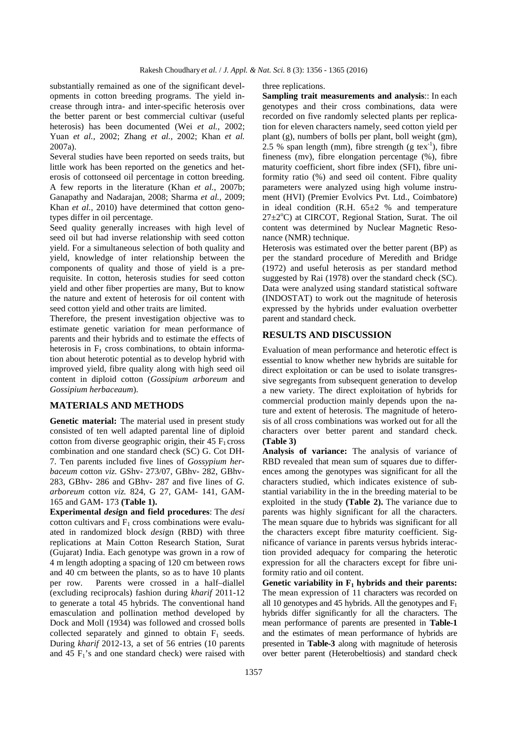substantially remained as one of the significant developments in cotton breeding programs. The yield increase through intra- and inter-specific heterosis over the better parent or best commercial cultivar (useful heterosis) has been documented (Wei *et al.*, 2002; Yuan *et al.*, 2002; Zhang *et al.*, 2002; Khan *et al.* 2007a).

Several studies have been reported on seeds traits, but little work has been reported on the genetics and heterosis of cottonseed oil percentage in cotton breeding. A few reports in the literature (Khan *et al.*, 2007b; Ganapathy and Nadarajan, 2008; Sharma *et al.*, 2009; Khan *et al.*, 2010) have determined that cotton genotypes differ in oil percentage.

Seed quality generally increases with high level of seed oil but had inverse relationship with seed cotton yield. For a simultaneous selection of both quality and yield, knowledge of inter relationship between the components of quality and those of yield is a prerequisite. In cotton, heterosis studies for seed cotton yield and other fiber properties are many, But to know the nature and extent of heterosis for oil content with seed cotton yield and other traits are limited.

Therefore, the present investigation objective was to estimate genetic variation for mean performance of parents and their hybrids and to estimate the effects of heterosis in $F_1$ cross combinations, to obtain information about heterotic potential as to develop hybrid with improved yield, fibre quality along with high seed oil content in diploid cotton (*Gossipium arboreum* and *Gossipium herbaceaum*).

## MATERIALS AND METHODS

**Genetic material:** The material used in present study consisted of ten well adapted parental line of diploid cotton from diverse geographic origin, their 45 $F_1$ cross combination and one standard check (SC) G. Cot DH-7. Ten parents included five lines of *Gossypium herbaceum* cotton *viz.* GShv- 273/07, GBhv- 282, GBhv-283, GBhv- 286 and GBhv- 287 and five lines of *G. arboreum* cotton *viz.* 824, G 27, GAM- 141, GAM-165 and GAM- 173 **(Table 1).**

**Experimental *desi*gn and field procedures**: The *desi* cotton cultivars and $F_1$ cross combinations were evaluated in randomized block *desi*gn (RBD) with three replications at Main Cotton Research Station, Surat (Gujarat) India. Each genotype was grown in a row of 4 m length adopting a spacing of 120 cm between rows and 40 cm between the plants, so as to have 10 plants per row. Parents were crossed in a half–diallel (excluding reciprocals) fashion during *kharif* 2011-12 to generate a total 45 hybrids. The conventional hand emasculation and pollination method developed by Dock and Moll (1934) was followed and crossed bolls collected separately and ginned to obtain $F_1$ seeds. During *kharif* 2012-13, a set of 56 entries (10 parents and 45 $F_1$'s and one standard check) were raised with three replications.

**Sampling trait measurements and analysis**:: In each genotypes and their cross combinations, data were recorded on five randomly selected plants per replication for eleven characters namely, seed cotton yield per plant (g), numbers of bolls per plant, boll weight (gm), 2.5 % span length (mm), fibre strength (g tex$^{-1}$), fibre fineness (mv), fibre elongation percentage (%), fibre maturity coefficient, short fibre index (SFI), fibre uniformity ratio (%) and seed oil content. Fibre quality parameters were analyzed using high volume instrument (HVI) (Premier Evolvics Pvt. Ltd., Coimbatore) in ideal condition (R.H. 65±2 % and temperature 27±2$^{o}$C) at CIRCOT, Regional Station, Surat. The oil content was determined by Nuclear Magnetic Resonance (NMR) technique.

Heterosis was estimated over the better parent (BP) as per the standard procedure of Meredith and Bridge (1972) and useful heterosis as per standard method suggested by Rai (1978) over the standard check (SC). Data were analyzed using standard statistical software (INDOSTAT) to work out the magnitude of heterosis expressed by the hybrids under evaluation overbetter parent and standard check.

## RESULTS AND DISCUSSION

Evaluation of mean performance and heterotic effect is essential to know whether new hybrids are suitable for direct exploitation or can be used to isolate transgressive segregants from subsequent generation to develop a new variety. The direct exploitation of hybrids for commercial production mainly depends upon the nature and extent of heterosis. The magnitude of heterosis of all cross combinations was worked out for all the characters over better parent and standard check. **(Table 3)**

**Analysis of variance:** The analysis of variance of RBD revealed that mean sum of squares due to differences among the genotypes was significant for all the characters studied, which indicates existence of substantial variability in the in the breeding material to be exploited in the study **(Table 2).** The variance due to parents was highly significant for all the characters. The mean square due to hybrids was significant for all the characters except fibre maturity coefficient. Significance of variance in parents versus hybrids interaction provided adequacy for comparing the heterotic expression for all the characters except for fibre uniformity ratio and oil content.

**Genetic variability in $F_1$ hybrids and their parents:** The mean expression of 11 characters was recorded on all 10 genotypes and 45 hybrids. All the genotypes and $F_1$ hybrids differ significantly for all the characters. The mean performance of parents are presented in **Table-1** and the estimates of mean performance of hybrids are presented in **Table-3** along with magnitude of heterosis over better parent (Heterobeltiosis) and standard check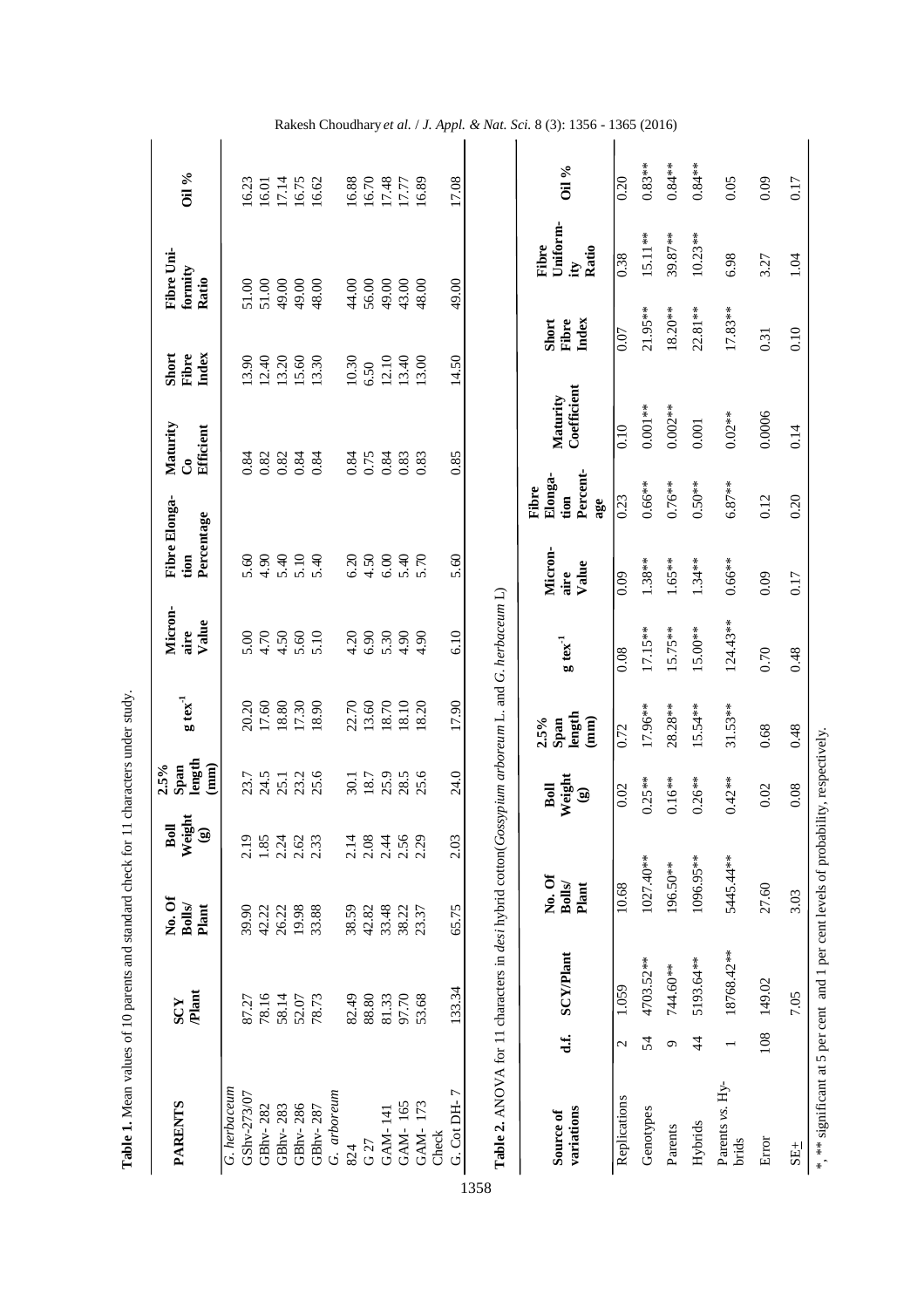**Table 1.** Mean values of 10 parents and standard check for 11 characters under study.

| PARENTS | SCY /Plant | No. Of Bolls/ Plant | Boll Weight (g) | 2.5% Span length (mm) | g tex$^{-1}$ | Micronaire Value | Fibre Elongation Percentage | Maturity Co Efficient | Short Fibre Index | Fibre Uniformity Ratio | Oil % |
|---|---|---|---|---|---|---|---|---|---|---|---|
| *G. herbaceum* | | | | | | | | | | | |
| GShv-273/07 | 87.27 | 39.90 | 2.19 | 23.7 | 20.20 | 5.00 | 5.60 | 0.84 | 13.90 | 51.00 | 16.23 |
| GBhv- 282 | 78.16 | 42.22 | 1.85 | 24.5 | 17.60 | 4.70 | 4.90 | 0.82 | 12.40 | 51.00 | 16.01 |
| GBhv- 283 | 58.14 | 26.22 | 2.24 | 25.1 | 18.80 | 4.50 | 5.40 | 0.82 | 13.20 | 49.00 | 17.14 |
| GBhv- 286 | 52.07 | 19.98 | 2.62 | 23.2 | 17.30 | 5.60 | 5.10 | 0.84 | 15.60 | 49.00 | 16.75 |
| GBhv- 287 | 78.73 | 33.88 | 2.33 | 25.6 | 18.90 | 5.10 | 5.40 | 0.84 | 13.30 | 48.00 | 16.62 |
| *G. arboreum* | | | | | | | | | | | |
| 824 | 82.49 | 38.59 | 2.14 | 30.1 | 22.70 | 4.20 | 6.20 | 0.84 | 10.30 | 44.00 | 16.88 |
| G 27 | 88.80 | 42.82 | 2.08 | 18.7 | 13.60 | 6.90 | 4.50 | 0.75 | 6.50 | 56.00 | 16.70 |
| GAM- 141 | 81.33 | 33.48 | 2.44 | 25.9 | 18.70 | 5.30 | 6.00 | 0.84 | 12.10 | 49.00 | 17.48 |
| GAM- 165 | 97.70 | 38.22 | 2.56 | 28.5 | 18.10 | 4.90 | 5.40 | 0.83 | 13.40 | 43.00 | 17.77 |
| GAM- 173 | 53.68 | 23.37 | 2.29 | 25.6 | 18.20 | 4.90 | 5.70 | 0.83 | 13.00 | 48.00 | 16.89 |
| Check | | | | | | | | | | | |
| G. Cot DH- 7 | 133.34 | 65.75 | 2.03 | 24.0 | 17.90 | 6.10 | 5.60 | 0.85 | 14.50 | 49.00 | 17.08 |

**Table 2.** ANOVA for 11 characters in *desi* hybrid cotton(*Gossypium arboreum* L. and *G. herbaceum* L.)

| Source of variations | d.f. | SCY/Plant | No. Of Bolls/ Plant | Boll Weight (g) | 2.5% Span length (mm) | g tex$^{-1}$ | Micronaire Value | Fibre Elongation Percentage | Maturity Coefficient | Short Fibre Index | Fibre Uniformity Ratio | Oil % |
|---|---|---|---|---|---|---|---|---|---|---|---|---|
| Replications | 2 | 1.059 | 10.68 | 0.02 | 0.72 | 0.08 | 0.09 | 0.23 | 0.10 | 0.07 | 0.38 | 0.20 |
| Genotypes | 54 | 4703.52** | 1027.40** | 0.25** | 17.96** | 17.15** | 1.38** | 0.66** | 0.001** | 21.95** | 15.11** | 0.83** |
| Parents | 9 | 744.60** | 196.50** | 0.16** | 28.28** | 15.75** | 1.65** | 0.76** | 0.002** | 18.20** | 39.87** | 0.84** |
| Hybrids | 44 | 5193.64** | 1096.95** | 0.26** | 15.54** | 15.00** | 1.34** | 0.50** | 0.001 | 22.81** | 10.23** | 0.84** |
| Parents *vs.* Hybrids | 1 | 18768.42** | 5445.44** | 0.42** | 31.53** | 124.43** | 0.66** | 6.87** | 0.02** | 17.83** | 6.98 | 0.05 |
| Error | 108 | 149.02 | 27.60 | 0.02 | 0.68 | 0.70 | 0.09 | 0.12 | 0.0006 | 0.31 | 3.27 | 0.09 |
| SE± | | 7.05 | 3.03 | 0.08 | 0.48 | 0.48 | 0.17 | 0.20 | 0.14 | 0.10 | 1.04 | 0.17 |

*, ** significant at 5 per cent and 1 per cent levels of probability, respectively.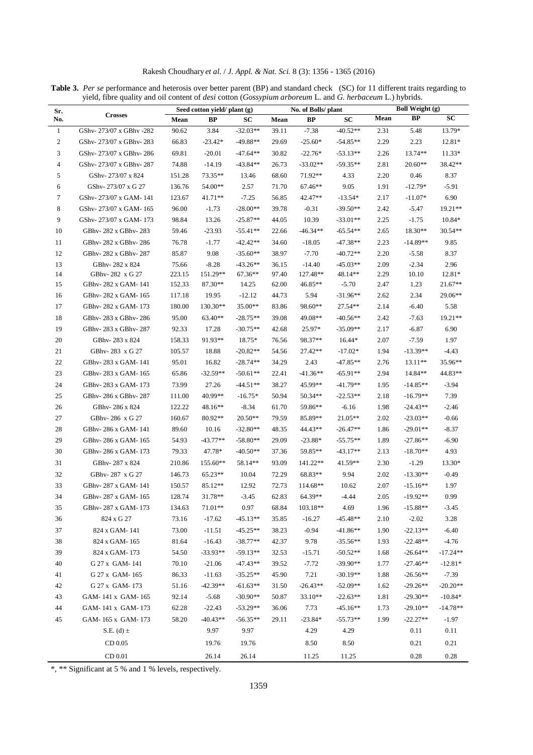**Table 3.** *Per se* performance and heterosis over better parent (BP) and standard check (SC) for 11 different traits regarding to yield, fibre quality and oil content of *desi* cotton (*Gossypium arboreum* L. and *G. herbaceum* L.) hybrids.

| Sr. No. | Crosses | Seed cotton yield/ plant (g) | | | No. of Bolls/ plant | | | Boll Weight (g) | | |
|---|---|---|---|---|---|---|---|---|---|---|
| | | Mean | BP | SC | Mean | BP | SC | Mean | BP | SC |
| 1 | GShv- 273/07 x GBhv -282 | 90.62 | 3.84 | -32.03** | 39.11 | -7.38 | -40.52** | 2.31 | 5.48 | 13.79* |
| 2 | GShv- 273/07 x GBhv- 283 | 66.83 | -23.42* | -49.88** | 29.69 | -25.60* | -54.85** | 2.29 | 2.23 | 12.81* |
| 3 | GShv- 273/07 x GBhv- 286 | 69.81 | -20.01 | -47.64** | 30.82 | -22.76* | -53.13** | 2.26 | 13.74** | 11.33* |
| 4 | GShv- 273/07 x GBhv- 287 | 74.88 | -14.19 | -43.84** | 26.73 | -33.02** | -59.35** | 2.81 | 20.60** | 38.42** |
| 5 | GShv- 273/07 x 824 | 151.28 | 73.35** | 13.46 | 68.60 | 71.92** | 4.33 | 2.20 | 0.46 | 8.37 |
| 6 | GShv- 273/07 x G 27 | 136.76 | 54.00** | 2.57 | 71.70 | 67.46** | 9.05 | 1.91 | -12.79* | -5.91 |
| 7 | GShv- 273/07 x GAM- 141 | 123.67 | 41.71** | -7.25 | 56.85 | 42.47** | -13.54* | 2.17 | -11.07* | 6.90 |
| 8 | GShv- 273/07 x GAM- 165 | 96.00 | -1.73 | -28.00** | 39.78 | -0.31 | -39.50** | 2.42 | -5.47 | 19.21** |
| 9 | GShv- 273/07 x GAM- 173 | 98.84 | 13.26 | -25.87** | 44.05 | 10.39 | -33.01** | 2.25 | -1.75 | 10.84* |
| 10 | GBhv- 282 x GBhv- 283 | 59.46 | -23.93 | -55.41** | 22.66 | -46.34** | -65.54** | 2.65 | 18.30** | 30.54** |
| 11 | GBhv- 282 x GBhv- 286 | 76.78 | -1.77 | -42.42** | 34.60 | -18.05 | -47.38** | 2.23 | -14.89** | 9.85 |
| 12 | GBhv- 282 x GBhv- 287 | 85.87 | 9.08 | -35.60** | 38.97 | -7.70 | -40.72** | 2.20 | -5.58 | 8.37 |
| 13 | GBhv- 282 x 824 | 75.66 | -8.28 | -43.26** | 36.15 | -14.40 | -45.03** | 2.09 | -2.34 | 2.96 |
| 14 | GBhv- 282 x G 27 | 223.15 | 151.29** | 67.36** | 97.40 | 127.48** | 48.14** | 2.29 | 10.10 | 12.81* |
| 15 | GBhv- 282 x GAM- 141 | 152.33 | 87.30** | 14.25 | 62.00 | 46.85** | -5.70 | 2.47 | 1.23 | 21.67** |
| 16 | GBhv- 282 x GAM- 165 | 117.18 | 19.95 | -12.12 | 44.73 | 5.94 | -31.96** | 2.62 | 2.34 | 29.06** |
| 17 | GBhv- 282 x GAM- 173 | 180.00 | 130.30** | 35.00** | 83.86 | 98.60** | 27.54** | 2.14 | -6.40 | 5.58 |
| 18 | GBhv- 283 x GBhv- 286 | 95.00 | 63.40** | -28.75** | 39.08 | 49.08** | -40.56** | 2.42 | -7.63 | 19.21** |
| 19 | GBhv- 283 x GBhv- 287 | 92.33 | 17.28 | -30.75** | 42.68 | 25.97* | -35.09** | 2.17 | -6.87 | 6.90 |
| 20 | GBhv- 283 x 824 | 158.33 | 91.93** | 18.75* | 76.56 | 98.37** | 16.44* | 2.07 | -7.59 | 1.97 |
| 21 | GBhv- 283 x G 27 | 105.57 | 18.88 | -20.82** | 54.56 | 27.42** | -17.02* | 1.94 | -13.39** | -4.43 |
| 22 | GBhv- 283 x GAM- 141 | 95.01 | 16.82 | -28.74** | 34.29 | 2.43 | -47.85** | 2.76 | 13.11** | 35.96** |
| 23 | GBhv- 283 x GAM- 165 | 65.86 | -32.59** | -50.61** | 22.41 | -41.36** | -65.91** | 2.94 | 14.84** | 44.83** |
| 24 | GBhv- 283 x GAM- 173 | 73.99 | 27.26 | -44.51** | 38.27 | 45.99** | -41.79** | 1.95 | -14.85** | -3.94 |
| 25 | GBhv- 286 x GBhv- 287 | 111.00 | 40.99** | -16.75* | 50.94 | 50.34** | -22.53** | 2.18 | -16.79** | 7.39 |
| 26 | GBhv- 286 x 824 | 122.22 | 48.16** | -8.34 | 61.70 | 59.86** | -6.16 | 1.98 | -24.43** | -2.46 |
| 27 | GBhv- 286 x G 27 | 160.67 | 80.92** | 20.50** | 79.59 | 85.89** | 21.05** | 2.02 | -23.03** | -0.66 |
| 28 | GBhv- 286 x GAM- 141 | 89.60 | 10.16 | -32.80** | 48.35 | 44.43** | -26.47** | 1.86 | -29.01** | -8.37 |
| 29 | GBhv- 286 x GAM- 165 | 54.93 | -43.77** | -58.80** | 29.09 | -23.88* | -55.75** | 1.89 | -27.86** | -6.90 |
| 30 | GBhv- 286 x GAM- 173 | 79.33 | 47.78* | -40.50** | 37.36 | 59.85** | -43.17** | 2.13 | -18.70** | 4.93 |
| 31 | GBhv- 287 x 824 | 210.86 | 155.60** | 58.14** | 93.09 | 141.22** | 41.59** | 2.30 | -1.29 | 13.30* |
| 32 | GBhv- 287 x G 27 | 146.73 | 65.23** | 10.04 | 72.29 | 68.83** | 9.94 | 2.02 | -13.30** | -0.49 |
| 33 | GBhv- 287 x GAM- 141 | 150.57 | 85.12** | 12.92 | 72.73 | 114.68** | 10.62 | 2.07 | -15.16** | 1.97 |
| 34 | GBhv- 287 x GAM- 165 | 128.74 | 31.78** | -3.45 | 62.83 | 64.39** | -4.44 | 2.05 | -19.92** | 0.99 |
| 35 | GBhv- 287 x GAM- 173 | 134.63 | 71.01** | 0.97 | 68.84 | 103.18** | 4.69 | 1.96 | -15.88** | -3.45 |
| 36 | 824 x G 27 | 73.16 | -17.62 | -45.13** | 35.85 | -16.27 | -45.48** | 2.10 | -2.02 | 3.28 |
| 37 | 824 x GAM- 141 | 73.00 | -11.51 | -45.25** | 38.23 | -0.94 | -41.86** | 1.90 | -22.13** | -6.40 |
| 38 | 824 x GAM- 165 | 81.64 | -16.43 | -38.77** | 42.37 | 9.78 | -35.56** | 1.93 | -22.48** | -4.76 |
| 39 | 824 x GAM- 173 | 54.50 | -33.93** | -59.13** | 32.53 | -15.71 | -50.52** | 1.68 | -26.64** | -17.24** |
| 40 | G 27 x GAM- 141 | 70.10 | -21.06 | -47.43** | 39.52 | -7.72 | -39.90** | 1.77 | -27.46** | -12.81* |
| 41 | G 27 x GAM- 165 | 86.33 | -11.63 | -35.25** | 45.90 | 7.21 | -30.19** | 1.88 | -26.56** | -7.39 |
| 42 | G 27 x GAM- 173 | 51.16 | -42.39** | -61.63** | 31.50 | -26.43** | -52.09** | 1.62 | -29.26** | -20.20** |
| 43 | GAM- 141 x GAM- 165 | 92.14 | -5.68 | -30.90** | 50.87 | 33.10** | -22.63** | 1.81 | -29.30** | -10.84* |
| 44 | GAM- 141 x GAM- 173 | 62.28 | -22.43 | -53.29** | 36.06 | 7.73 | -45.16** | 1.73 | -29.10** | -14.78** |
| 45 | GAM- 165 x GAM- 173 | 58.20 | -40.43** | -56.35** | 29.11 | -23.84* | -55.73** | 1.99 | -22.27** | -1.97 |
| | S.E. (d) ± | | 9.97 | 9.97 | | 4.29 | 4.29 | | 0.11 | 0.11 |
| | CD 0.05 | | 19.76 | 19.76 | | 8.50 | 8.50 | | 0.21 | 0.21 |
| | CD 0.01 | | 26.14 | 26.14 | | 11.25 | 11.25 | | 0.28 | 0.28 |

*, ** Significant at 5 % and 1 % levels, respectively.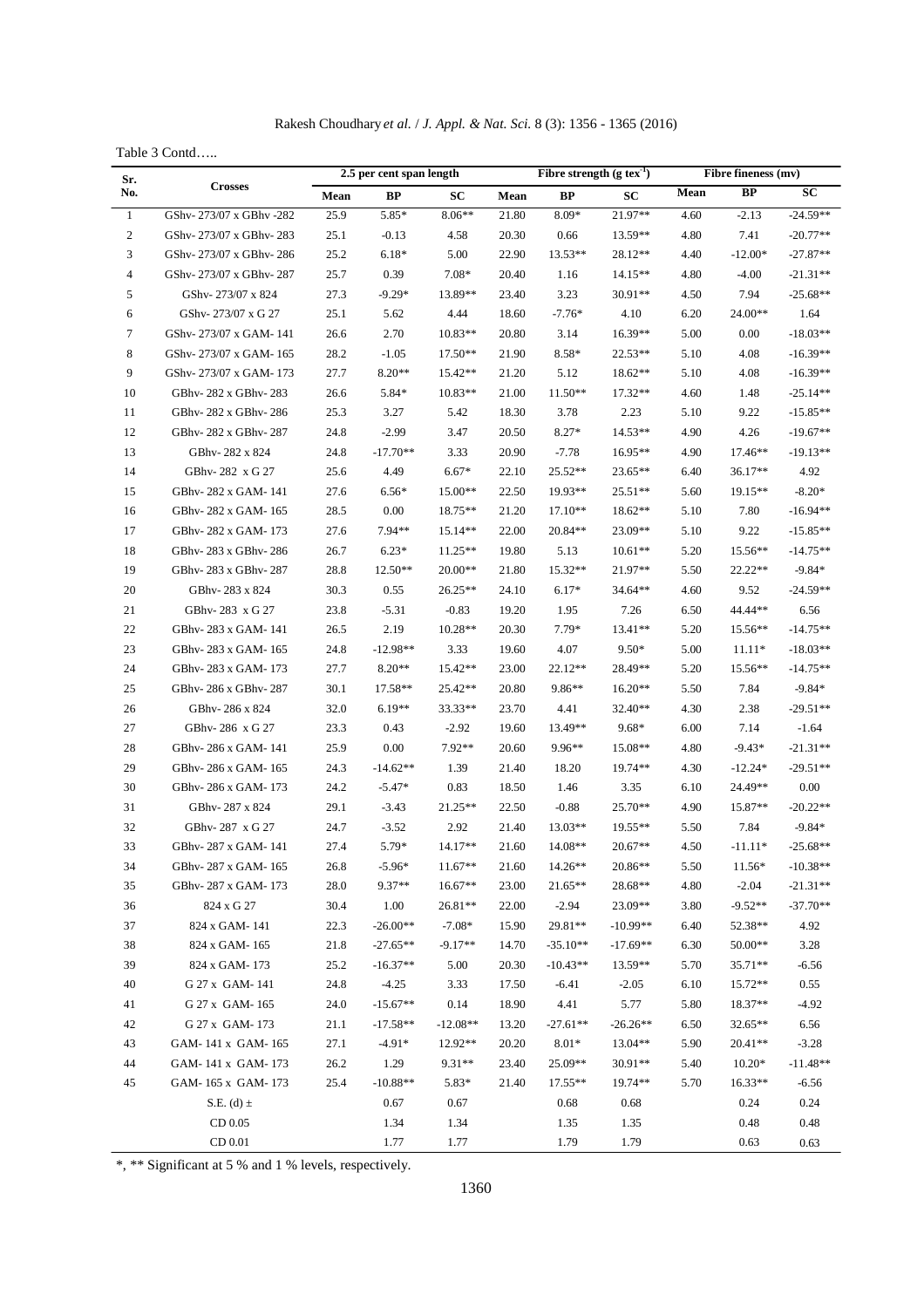Table 3 Contd…..

| Sr. No. | Crosses | 2.5 per cent span length | | | Fibre strength (g tex$^{-1}$) | | | Fibre fineness (mv) | | |
|---|---|---|---|---|---|---|---|---|---|---|
| | | Mean | BP | SC | Mean | BP | SC | Mean | BP | SC |
| 1 | GShv- 273/07 x GBhv -282 | 25.9 | 5.85* | 8.06** | 21.80 | 8.09* | 21.97** | 4.60 | -2.13 | -24.59** |
| 2 | GShv- 273/07 x GBhv- 283 | 25.1 | -0.13 | 4.58 | 20.30 | 0.66 | 13.59** | 4.80 | 7.41 | -20.77** |
| 3 | GShv- 273/07 x GBhv- 286 | 25.2 | 6.18* | 5.00 | 22.90 | 13.53** | 28.12** | 4.40 | -12.00* | -27.87** |
| 4 | GShv- 273/07 x GBhv- 287 | 25.7 | 0.39 | 7.08* | 20.40 | 1.16 | 14.15** | 4.80 | -4.00 | -21.31** |
| 5 | GShv- 273/07 x 824 | 27.3 | -9.29* | 13.89** | 23.40 | 3.23 | 30.91** | 4.50 | 7.94 | -25.68** |
| 6 | GShv- 273/07 x G 27 | 25.1 | 5.62 | 4.44 | 18.60 | -7.76* | 4.10 | 6.20 | 24.00** | 1.64 |
| 7 | GShv- 273/07 x GAM- 141 | 26.6 | 2.70 | 10.83** | 20.80 | 3.14 | 16.39** | 5.00 | 0.00 | -18.03** |
| 8 | GShv- 273/07 x GAM- 165 | 28.2 | -1.05 | 17.50** | 21.90 | 8.58* | 22.53** | 5.10 | 4.08 | -16.39** |
| 9 | GShv- 273/07 x GAM- 173 | 27.7 | 8.20** | 15.42** | 21.20 | 5.12 | 18.62** | 5.10 | 4.08 | -16.39** |
| 10 | GBhv- 282 x GBhv- 283 | 26.6 | 5.84* | 10.83** | 21.00 | 11.50** | 17.32** | 4.60 | 1.48 | -25.14** |
| 11 | GBhv- 282 x GBhv- 286 | 25.3 | 3.27 | 5.42 | 18.30 | 3.78 | 2.23 | 5.10 | 9.22 | -15.85** |
| 12 | GBhv- 282 x GBhv- 287 | 24.8 | -2.99 | 3.47 | 20.50 | 8.27* | 14.53** | 4.90 | 4.26 | -19.67** |
| 13 | GBhv- 282 x 824 | 24.8 | -17.70** | 3.33 | 20.90 | -7.78 | 16.95** | 4.90 | 17.46** | -19.13** |
| 14 | GBhv- 282 x G 27 | 25.6 | 4.49 | 6.67* | 22.10 | 25.52** | 23.65** | 6.40 | 36.17** | 4.92 |
| 15 | GBhv- 282 x GAM- 141 | 27.6 | 6.56* | 15.00** | 22.50 | 19.93** | 25.51** | 5.60 | 19.15** | -8.20* |
| 16 | GBhv- 282 x GAM- 165 | 28.5 | 0.00 | 18.75** | 21.20 | 17.10** | 18.62** | 5.10 | 7.80 | -16.94** |
| 17 | GBhv- 282 x GAM- 173 | 27.6 | 7.94** | 15.14** | 22.00 | 20.84** | 23.09** | 5.10 | 9.22 | -15.85** |
| 18 | GBhv- 283 x GBhv- 286 | 26.7 | 6.23* | 11.25** | 19.80 | 5.13 | 10.61** | 5.20 | 15.56** | -14.75** |
| 19 | GBhv- 283 x GBhv- 287 | 28.8 | 12.50** | 20.00** | 21.80 | 15.32** | 21.97** | 5.50 | 22.22** | -9.84* |
| 20 | GBhv- 283 x 824 | 30.3 | 0.55 | 26.25** | 24.10 | 6.17* | 34.64** | 4.60 | 9.52 | -24.59** |
| 21 | GBhv- 283 x G 27 | 23.8 | -5.31 | -0.83 | 19.20 | 1.95 | 7.26 | 6.50 | 44.44** | 6.56 |
| 22 | GBhv- 283 x GAM- 141 | 26.5 | 2.19 | 10.28** | 20.30 | 7.79* | 13.41** | 5.20 | 15.56** | -14.75** |
| 23 | GBhv- 283 x GAM- 165 | 24.8 | -12.98** | 3.33 | 19.60 | 4.07 | 9.50* | 5.00 | 11.11* | -18.03** |
| 24 | GBhv- 283 x GAM- 173 | 27.7 | 8.20** | 15.42** | 23.00 | 22.12** | 28.49** | 5.20 | 15.56** | -14.75** |
| 25 | GBhv- 286 x GBhv- 287 | 30.1 | 17.58** | 25.42** | 20.80 | 9.86** | 16.20** | 5.50 | 7.84 | -9.84* |
| 26 | GBhv- 286 x 824 | 32.0 | 6.19** | 33.33** | 23.70 | 4.41 | 32.40** | 4.30 | 2.38 | -29.51** |
| 27 | GBhv- 286 x G 27 | 23.3 | 0.43 | -2.92 | 19.60 | 13.49** | 9.68* | 6.00 | 7.14 | -1.64 |
| 28 | GBhv- 286 x GAM- 141 | 25.9 | 0.00 | 7.92** | 20.60 | 9.96** | 15.08** | 4.80 | -9.43* | -21.31** |
| 29 | GBhv- 286 x GAM- 165 | 24.3 | -14.62** | 1.39 | 21.40 | 18.20 | 19.74** | 4.30 | -12.24* | -29.51** |
| 30 | GBhv- 286 x GAM- 173 | 24.2 | -5.47* | 0.83 | 18.50 | 1.46 | 3.35 | 6.10 | 24.49** | 0.00 |
| 31 | GBhv- 287 x 824 | 29.1 | -3.43 | 21.25** | 22.50 | -0.88 | 25.70** | 4.90 | 15.87** | -20.22** |
| 32 | GBhv- 287 x G 27 | 24.7 | -3.52 | 2.92 | 21.40 | 13.03** | 19.55** | 5.50 | 7.84 | -9.84* |
| 33 | GBhv- 287 x GAM- 141 | 27.4 | 5.79* | 14.17** | 21.60 | 14.08** | 20.67** | 4.50 | -11.11* | -25.68** |
| 34 | GBhv- 287 x GAM- 165 | 26.8 | -5.96* | 11.67** | 21.60 | 14.26** | 20.86** | 5.50 | 11.56* | -10.38** |
| 35 | GBhv- 287 x GAM- 173 | 28.0 | 9.37** | 16.67** | 23.00 | 21.65** | 28.68** | 4.80 | -2.04 | -21.31** |
| 36 | 824 x G 27 | 30.4 | 1.00 | 26.81** | 22.00 | -2.94 | 23.09** | 3.80 | -9.52** | -37.70** |
| 37 | 824 x GAM- 141 | 22.3 | -26.00** | -7.08* | 15.90 | 29.81** | -10.99** | 6.40 | 52.38** | 4.92 |
| 38 | 824 x GAM- 165 | 21.8 | -27.65** | -9.17** | 14.70 | -35.10** | -17.69** | 6.30 | 50.00** | 3.28 |
| 39 | 824 x GAM- 173 | 25.2 | -16.37** | 5.00 | 20.30 | -10.43** | 13.59** | 5.70 | 35.71** | -6.56 |
| 40 | G 27 x GAM- 141 | 24.8 | -4.25 | 3.33 | 17.50 | -6.41 | -2.05 | 6.10 | 15.72** | 0.55 |
| 41 | G 27 x GAM- 165 | 24.0 | -15.67** | 0.14 | 18.90 | 4.41 | 5.77 | 5.80 | 18.37** | -4.92 |
| 42 | G 27 x GAM- 173 | 21.1 | -17.58** | -12.08** | 13.20 | -27.61** | -26.26** | 6.50 | 32.65** | 6.56 |
| 43 | GAM- 141 x GAM- 165 | 27.1 | -4.91* | 12.92** | 20.20 | 8.01* | 13.04** | 5.90 | 20.41** | -3.28 |
| 44 | GAM- 141 x GAM- 173 | 26.2 | 1.29 | 9.31** | 23.40 | 25.09** | 30.91** | 5.40 | 10.20* | -11.48** |
| 45 | GAM- 165 x GAM- 173 | 25.4 | -10.88** | 5.83* | 21.40 | 17.55** | 19.74** | 5.70 | 16.33** | -6.56 |
| | S.E. (d) ± | | 0.67 | 0.67 | | 0.68 | 0.68 | | 0.24 | 0.24 |
| | CD 0.05 | | 1.34 | 1.34 | | 1.35 | 1.35 | | 0.48 | 0.48 |
| | CD 0.01 | | 1.77 | 1.77 | | 1.79 | 1.79 | | 0.63 | 0.63 |

*, ** Significant at 5 % and 1 % levels, respectively.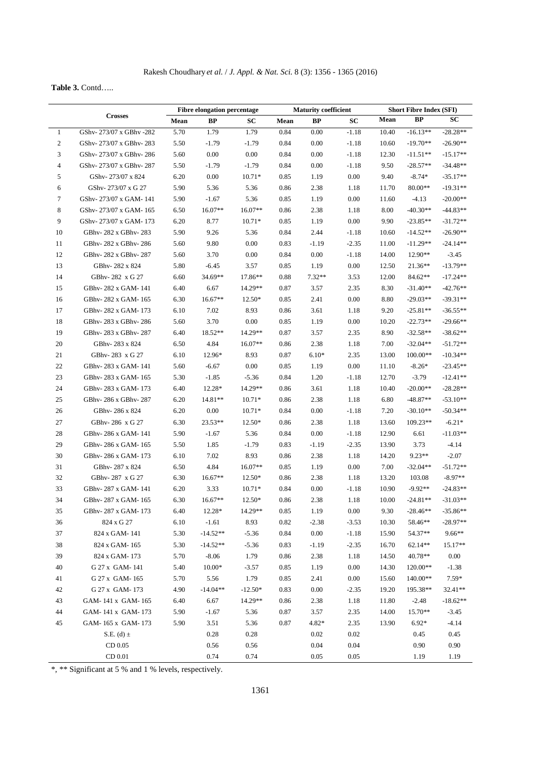**Table 3.** Contd…..

| | Crosses | Fibre elongation percentage | | | Maturity coefficient | | | Short Fibre Index (SFI) | | |
|---|---|---|---|---|---|---|---|---|---|---|
| | | Mean | BP | SC | Mean | BP | SC | Mean | BP | SC |
| 1 | GShv- 273/07 x GBhv -282 | 5.70 | 1.79 | 1.79 | 0.84 | 0.00 | -1.18 | 10.40 | -16.13** | -28.28** |
| 2 | GShv- 273/07 x GBhv- 283 | 5.50 | -1.79 | -1.79 | 0.84 | 0.00 | -1.18 | 10.60 | -19.70** | -26.90** |
| 3 | GShv- 273/07 x GBhv- 286 | 5.60 | 0.00 | 0.00 | 0.84 | 0.00 | -1.18 | 12.30 | -11.51** | -15.17** |
| 4 | GShv- 273/07 x GBhv- 287 | 5.50 | -1.79 | -1.79 | 0.84 | 0.00 | -1.18 | 9.50 | -28.57** | -34.48** |
| 5 | GShv- 273/07 x 824 | 6.20 | 0.00 | 10.71* | 0.85 | 1.19 | 0.00 | 9.40 | -8.74* | -35.17** |
| 6 | GShv- 273/07 x G 27 | 5.90 | 5.36 | 5.36 | 0.86 | 2.38 | 1.18 | 11.70 | 80.00** | -19.31** |
| 7 | GShv- 273/07 x GAM- 141 | 5.90 | -1.67 | 5.36 | 0.85 | 1.19 | 0.00 | 11.60 | -4.13 | -20.00** |
| 8 | GShv- 273/07 x GAM- 165 | 6.50 | 16.07** | 16.07** | 0.86 | 2.38 | 1.18 | 8.00 | -40.30** | -44.83** |
| 9 | GShv- 273/07 x GAM- 173 | 6.20 | 8.77 | 10.71* | 0.85 | 1.19 | 0.00 | 9.90 | -23.85** | -31.72** |
| 10 | GBhv- 282 x GBhv- 283 | 5.90 | 9.26 | 5.36 | 0.84 | 2.44 | -1.18 | 10.60 | -14.52** | -26.90** |
| 11 | GBhv- 282 x GBhv- 286 | 5.60 | 9.80 | 0.00 | 0.83 | -1.19 | -2.35 | 11.00 | -11.29** | -24.14** |
| 12 | GBhv- 282 x GBhv- 287 | 5.60 | 3.70 | 0.00 | 0.84 | 0.00 | -1.18 | 14.00 | 12.90** | -3.45 |
| 13 | GBhv- 282 x 824 | 5.80 | -6.45 | 3.57 | 0.85 | 1.19 | 0.00 | 12.50 | 21.36** | -13.79** |
| 14 | GBhv- 282 x G 27 | 6.60 | 34.69** | 17.86** | 0.88 | 7.32** | 3.53 | 12.00 | 84.62** | -17.24** |
| 15 | GBhv- 282 x GAM- 141 | 6.40 | 6.67 | 14.29** | 0.87 | 3.57 | 2.35 | 8.30 | -31.40** | -42.76** |
| 16 | GBhv- 282 x GAM- 165 | 6.30 | 16.67** | 12.50* | 0.85 | 2.41 | 0.00 | 8.80 | -29.03** | -39.31** |
| 17 | GBhv- 282 x GAM- 173 | 6.10 | 7.02 | 8.93 | 0.86 | 3.61 | 1.18 | 9.20 | -25.81** | -36.55** |
| 18 | GBhv- 283 x GBhv- 286 | 5.60 | 3.70 | 0.00 | 0.85 | 1.19 | 0.00 | 10.20 | -22.73** | -29.66** |
| 19 | GBhv- 283 x GBhv- 287 | 6.40 | 18.52** | 14.29** | 0.87 | 3.57 | 2.35 | 8.90 | -32.58** | -38.62** |
| 20 | GBhv- 283 x 824 | 6.50 | 4.84 | 16.07** | 0.86 | 2.38 | 1.18 | 7.00 | -32.04** | -51.72** |
| 21 | GBhv- 283 x G 27 | 6.10 | 12.96* | 8.93 | 0.87 | 6.10* | 2.35 | 13.00 | 100.00** | -10.34** |
| 22 | GBhv- 283 x GAM- 141 | 5.60 | -6.67 | 0.00 | 0.85 | 1.19 | 0.00 | 11.10 | -8.26* | -23.45** |
| 23 | GBhv- 283 x GAM- 165 | 5.30 | -1.85 | -5.36 | 0.84 | 1.20 | -1.18 | 12.70 | -3.79 | -12.41** |
| 24 | GBhv- 283 x GAM- 173 | 6.40 | 12.28* | 14.29** | 0.86 | 3.61 | 1.18 | 10.40 | -20.00** | -28.28** |
| 25 | GBhv- 286 x GBhv- 287 | 6.20 | 14.81** | 10.71* | 0.86 | 2.38 | 1.18 | 6.80 | -48.87** | -53.10** |
| 26 | GBhv- 286 x 824 | 6.20 | 0.00 | 10.71* | 0.84 | 0.00 | -1.18 | 7.20 | -30.10** | -50.34** |
| 27 | GBhv- 286 x G 27 | 6.30 | 23.53** | 12.50* | 0.86 | 2.38 | 1.18 | 13.60 | 109.23** | -6.21* |
| 28 | GBhv- 286 x GAM- 141 | 5.90 | -1.67 | 5.36 | 0.84 | 0.00 | -1.18 | 12.90 | 6.61 | -11.03** |
| 29 | GBhv- 286 x GAM- 165 | 5.50 | 1.85 | -1.79 | 0.83 | -1.19 | -2.35 | 13.90 | 3.73 | -4.14 |
| 30 | GBhv- 286 x GAM- 173 | 6.10 | 7.02 | 8.93 | 0.86 | 2.38 | 1.18 | 14.20 | 9.23** | -2.07 |
| 31 | GBhv- 287 x 824 | 6.50 | 4.84 | 16.07** | 0.85 | 1.19 | 0.00 | 7.00 | -32.04** | -51.72** |
| 32 | GBhv- 287 x G 27 | 6.30 | 16.67** | 12.50* | 0.86 | 2.38 | 1.18 | 13.20 | 103.08 | -8.97** |
| 33 | GBhv- 287 x GAM- 141 | 6.20 | 3.33 | 10.71* | 0.84 | 0.00 | -1.18 | 10.90 | -9.92** | -24.83** |
| 34 | GBhv- 287 x GAM- 165 | 6.30 | 16.67** | 12.50* | 0.86 | 2.38 | 1.18 | 10.00 | -24.81** | -31.03** |
| 35 | GBhv- 287 x GAM- 173 | 6.40 | 12.28* | 14.29** | 0.85 | 1.19 | 0.00 | 9.30 | -28.46** | -35.86** |
| 36 | 824 x G 27 | 6.10 | -1.61 | 8.93 | 0.82 | -2.38 | -3.53 | 10.30 | 58.46** | -28.97** |
| 37 | 824 x GAM- 141 | 5.30 | -14.52** | -5.36 | 0.84 | 0.00 | -1.18 | 15.90 | 54.37** | 9.66** |
| 38 | 824 x GAM- 165 | 5.30 | -14.52** | -5.36 | 0.83 | -1.19 | -2.35 | 16.70 | 62.14** | 15.17** |
| 39 | 824 x GAM- 173 | 5.70 | -8.06 | 1.79 | 0.86 | 2.38 | 1.18 | 14.50 | 40.78** | 0.00 |
| 40 | G 27 x GAM- 141 | 5.40 | 10.00* | -3.57 | 0.85 | 1.19 | 0.00 | 14.30 | 120.00** | -1.38 |
| 41 | G 27 x GAM- 165 | 5.70 | 5.56 | 1.79 | 0.85 | 2.41 | 0.00 | 15.60 | 140.00** | 7.59* |
| 42 | G 27 x GAM- 173 | 4.90 | -14.04** | -12.50* | 0.83 | 0.00 | -2.35 | 19.20 | 195.38** | 32.41** |
| 43 | GAM- 141 x GAM- 165 | 6.40 | 6.67 | 14.29** | 0.86 | 2.38 | 1.18 | 11.80 | -2.48 | -18.62** |
| 44 | GAM- 141 x GAM- 173 | 5.90 | -1.67 | 5.36 | 0.87 | 3.57 | 2.35 | 14.00 | 15.70** | -3.45 |
| 45 | GAM- 165 x GAM- 173 | 5.90 | 3.51 | 5.36 | 0.87 | 4.82* | 2.35 | 13.90 | 6.92* | -4.14 |
| | S.E. (d) ± | | 0.28 | 0.28 | | 0.02 | 0.02 | | 0.45 | 0.45 |
| | CD 0.05 | | 0.56 | 0.56 | | 0.04 | 0.04 | | 0.90 | 0.90 |
| | CD 0.01 | | 0.74 | 0.74 | | 0.05 | 0.05 | | 1.19 | 1.19 |

*, ** Significant at 5 % and 1 % levels, respectively.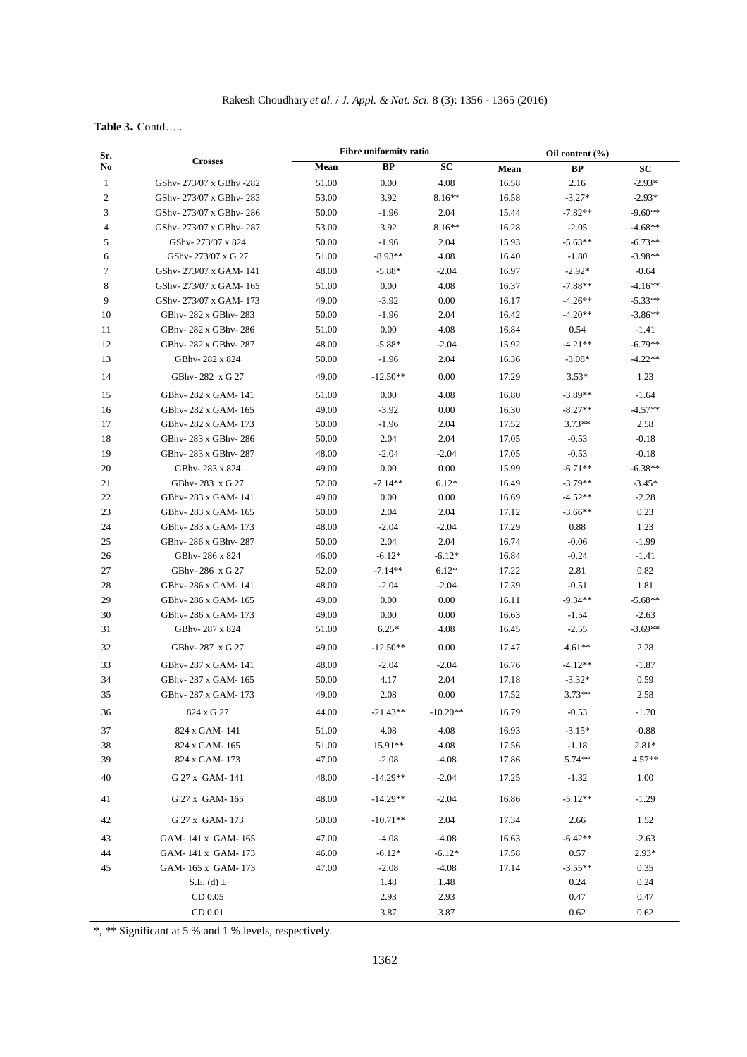**Table 3.** Contd…..

| Sr. No | Crosses | Fibre uniformity ratio | | | Oil content (%) | | |
|---|---|---|---|---|---|---|---|
| | | Mean | BP | SC | Mean | BP | SC |
| 1 | GShv- 273/07 x GBhv -282 | 51.00 | 0.00 | 4.08 | 16.58 | 2.16 | -2.93* |
| 2 | GShv- 273/07 x GBhv- 283 | 53.00 | 3.92 | 8.16** | 16.58 | -3.27* | -2.93* |
| 3 | GShv- 273/07 x GBhv- 286 | 50.00 | -1.96 | 2.04 | 15.44 | -7.82** | -9.60** |
| 4 | GShv- 273/07 x GBhv- 287 | 53.00 | 3.92 | 8.16** | 16.28 | -2.05 | -4.68** |
| 5 | GShv- 273/07 x 824 | 50.00 | -1.96 | 2.04 | 15.93 | -5.63** | -6.73** |
| 6 | GShv- 273/07 x G 27 | 51.00 | -8.93** | 4.08 | 16.40 | -1.80 | -3.98** |
| 7 | GShv- 273/07 x GAM- 141 | 48.00 | -5.88* | -2.04 | 16.97 | -2.92* | -0.64 |
| 8 | GShv- 273/07 x GAM- 165 | 51.00 | 0.00 | 4.08 | 16.37 | -7.88** | -4.16** |
| 9 | GShv- 273/07 x GAM- 173 | 49.00 | -3.92 | 0.00 | 16.17 | -4.26** | -5.33** |
| 10 | GBhv- 282 x GBhv- 283 | 50.00 | -1.96 | 2.04 | 16.42 | -4.20** | -3.86** |
| 11 | GBhv- 282 x GBhv- 286 | 51.00 | 0.00 | 4.08 | 16.84 | 0.54 | -1.41 |
| 12 | GBhv- 282 x GBhv- 287 | 48.00 | -5.88* | -2.04 | 15.92 | -4.21** | -6.79** |
| 13 | GBhv- 282 x 824 | 50.00 | -1.96 | 2.04 | 16.36 | -3.08* | -4.22** |
| 14 | GBhv- 282 x G 27 | 49.00 | -12.50** | 0.00 | 17.29 | 3.53* | 1.23 |
| 15 | GBhv- 282 x GAM- 141 | 51.00 | 0.00 | 4.08 | 16.80 | -3.89** | -1.64 |
| 16 | GBhv- 282 x GAM- 165 | 49.00 | -3.92 | 0.00 | 16.30 | -8.27** | -4.57** |
| 17 | GBhv- 282 x GAM- 173 | 50.00 | -1.96 | 2.04 | 17.52 | 3.73** | 2.58 |
| 18 | GBhv- 283 x GBhv- 286 | 50.00 | 2.04 | 2.04 | 17.05 | -0.53 | -0.18 |
| 19 | GBhv- 283 x GBhv- 287 | 48.00 | -2.04 | -2.04 | 17.05 | -0.53 | -0.18 |
| 20 | GBhv- 283 x 824 | 49.00 | 0.00 | 0.00 | 15.99 | -6.71** | -6.38** |
| 21 | GBhv- 283 x G 27 | 52.00 | -7.14** | 6.12* | 16.49 | -3.79** | -3.45* |
| 22 | GBhv- 283 x GAM- 141 | 49.00 | 0.00 | 0.00 | 16.69 | -4.52** | -2.28 |
| 23 | GBhv- 283 x GAM- 165 | 50.00 | 2.04 | 2.04 | 17.12 | -3.66** | 0.23 |
| 24 | GBhv- 283 x GAM- 173 | 48.00 | -2.04 | -2.04 | 17.29 | 0.88 | 1.23 |
| 25 | GBhv- 286 x GBhv- 287 | 50.00 | 2.04 | 2.04 | 16.74 | -0.06 | -1.99 |
| 26 | GBhv- 286 x 824 | 46.00 | -6.12* | -6.12* | 16.84 | -0.24 | -1.41 |
| 27 | GBhv- 286 x G 27 | 52.00 | -7.14** | 6.12* | 17.22 | 2.81 | 0.82 |
| 28 | GBhv- 286 x GAM- 141 | 48.00 | -2.04 | -2.04 | 17.39 | -0.51 | 1.81 |
| 29 | GBhv- 286 x GAM- 165 | 49.00 | 0.00 | 0.00 | 16.11 | -9.34** | -5.68** |
| 30 | GBhv- 286 x GAM- 173 | 49.00 | 0.00 | 0.00 | 16.63 | -1.54 | -2.63 |
| 31 | GBhv- 287 x 824 | 51.00 | 6.25* | 4.08 | 16.45 | -2.55 | -3.69** |
| 32 | GBhv- 287 x G 27 | 49.00 | -12.50** | 0.00 | 17.47 | 4.61** | 2.28 |
| 33 | GBhv- 287 x GAM- 141 | 48.00 | -2.04 | -2.04 | 16.76 | -4.12** | -1.87 |
| 34 | GBhv- 287 x GAM- 165 | 50.00 | 4.17 | 2.04 | 17.18 | -3.32* | 0.59 |
| 35 | GBhv- 287 x GAM- 173 | 49.00 | 2.08 | 0.00 | 17.52 | 3.73** | 2.58 |
| 36 | 824 x G 27 | 44.00 | -21.43** | -10.20** | 16.79 | -0.53 | -1.70 |
| 37 | 824 x GAM- 141 | 51.00 | 4.08 | 4.08 | 16.93 | -3.15* | -0.88 |
| 38 | 824 x GAM- 165 | 51.00 | 15.91** | 4.08 | 17.56 | -1.18 | 2.81* |
| 39 | 824 x GAM- 173 | 47.00 | -2.08 | -4.08 | 17.86 | 5.74** | 4.57** |
| 40 | G 27 x GAM- 141 | 48.00 | -14.29** | -2.04 | 17.25 | -1.32 | 1.00 |
| 41 | G 27 x GAM- 165 | 48.00 | -14.29** | -2.04 | 16.86 | -5.12** | -1.29 |
| 42 | G 27 x GAM- 173 | 50.00 | -10.71** | 2.04 | 17.34 | 2.66 | 1.52 |
| 43 | GAM- 141 x GAM- 165 | 47.00 | -4.08 | -4.08 | 16.63 | -6.42** | -2.63 |
| 44 | GAM- 141 x GAM- 173 | 46.00 | -6.12* | -6.12* | 17.58 | 0.57 | 2.93* |
| 45 | GAM- 165 x GAM- 173 | 47.00 | -2.08 | -4.08 | 17.14 | -3.55** | 0.35 |
| | S.E. (d) ± | | 1.48 | 1.48 | | 0.24 | 0.24 |
| | CD 0.05 | | 2.93 | 2.93 | | 0.47 | 0.47 |
| | CD 0.01 | | 3.87 | 3.87 | | 0.62 | 0.62 |

*, ** Significant at 5 % and 1 % levels, respectively.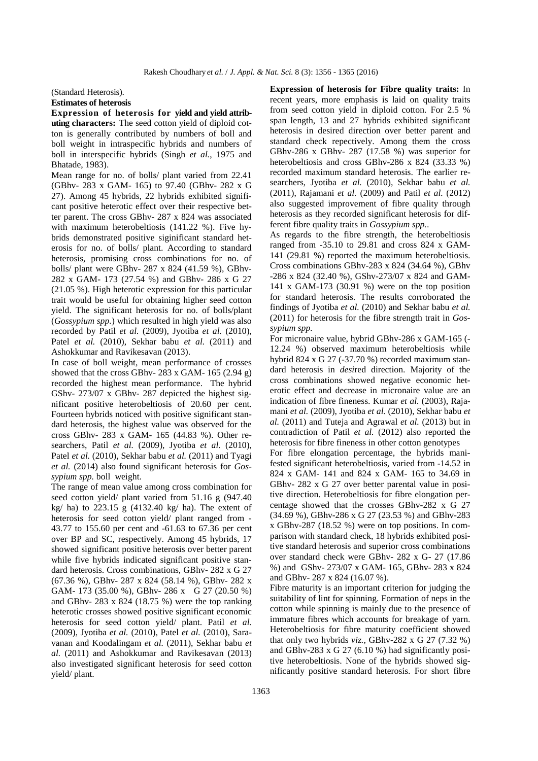(Standard Heterosis).

**Estimates of heterosis**

**Expression of heterosis for yield and yield attributing characters:** The seed cotton yield of diploid cotton is generally contributed by numbers of boll and boll weight in intraspecific hybrids and numbers of boll in interspecific hybrids (Singh *et al.*, 1975 and Bhatade, 1983).

Mean range for no. of bolls/ plant varied from 22.41 (GBhv- 283 x GAM- 165) to 97.40 (GBhv- 282 x G 27). Among 45 hybrids, 22 hybrids exhibited significant positive heterotic effect over their respective better parent. The cross GBhv- 287 x 824 was associated with maximum heterobeltiosis (141.22 %). Five hybrids demonstrated positive siginificant standard heterosis for no. of bolls/ plant. According to standard heterosis, promising cross combinations for no. of bolls/ plant were GBhv- 287 x 824 (41.59 %), GBhv- 282 x GAM- 173 (27.54 %) and GBhv- 286 x G 27 (21.05 %). High heterotic expression for this particular trait would be useful for obtaining higher seed cotton yield. The significant heterosis for no. of bolls/plant (*Gossypium spp.*) which resulted in high yield was also recorded by Patil *et al.* (2009), Jyotiba *et al.* (2010), Patel *et al.* (2010), Sekhar babu *et al.* (2011) and Ashokkumar and Ravikesavan (2013).

In case of boll weight, mean performance of crosses showed that the cross GBhv- 283 x GAM- 165 (2.94 g) recorded the highest mean performance. The hybrid GShv- 273/07 x GBhv- 287 depicted the highest significant positive heterobeltiosis of 20.60 per cent. Fourteen hybrids noticed with positive significant standard heterosis, the highest value was observed for the cross GBhv- 283 x GAM- 165 (44.83 %). Other researchers, Patil *et al.* (2009), Jyotiba *et al.* (2010), Patel *et al.* (2010), Sekhar babu *et al.* (2011) and Tyagi *et al.* (2014) also found significant heterosis for *Gossypium spp.* boll weight.

The range of mean value among cross combination for seed cotton yield/ plant varied from 51.16 g (947.40 kg/ ha) to 223.15 g (4132.40 kg/ ha). The extent of heterosis for seed cotton yield/ plant ranged from -43.77 to 155.60 per cent and -61.63 to 67.36 per cent over BP and SC, respectively. Among 45 hybrids, 17 showed significant positive heterosis over better parent while five hybrids indicated significant positive standard heterosis. Cross combinations, GBhv- 282 x G 27 (67.36 %), GBhv- 287 x 824 (58.14 %), GBhv- 282 x GAM- 173 (35.00 %), GBhv- 286 x G 27 (20.50 %) and GBhv- 283 x 824 (18.75 %) were the top ranking heterotic crosses showed positive significant economic heterosis for seed cotton yield/ plant. Patil *et al.* (2009), Jyotiba *et al.* (2010), Patel *et al.* (2010), Saravanan and Koodalingam *et al.* (2011), Sekhar babu *et al.* (2011) and Ashokkumar and Ravikesavan (2013) also investigated significant heterosis for seed cotton yield/ plant.

**Expression of heterosis for Fibre quality traits:** In recent years, more emphasis is laid on quality traits from seed cotton yield in diploid cotton. For 2.5 % span length, 13 and 27 hybrids exhibited significant heterosis in desired direction over better parent and standard check repectively. Among them the cross GBhv-286 x GBhv- 287 (17.58 %) was superior for heterobeltiosis and cross GBhv-286 x 824 (33.33 %) recorded maximum standard heterosis. The earlier researchers, Jyotiba *et al.* (2010), Sekhar babu *et al.* (2011), Rajamani *et al.* (2009) and Patil *et al.* (2012) also suggested improvement of fibre quality through heterosis as they recorded significant heterosis for different fibre quality traits in *Gossypium spp.*.

As regards to the fibre strength, the heterobeltiosis ranged from -35.10 to 29.81 and cross 824 x GAM-141 (29.81 %) reported the maximum heterobeltiosis. Cross combinations GBhv-283 x 824 (34.64 %), GBhv -286 x 824 (32.40 %), GShv-273/07 x 824 and GAM-141 x GAM-173 (30.91 %) were on the top position for standard heterosis. The results corroborated the findings of Jyotiba *et al.* (2010) and Sekhar babu *et al.* (2011) for heterosis for the fibre strength trait in *Gossypium spp.*

For micronaire value, hybrid GBhv-286 x GAM-165 (-12.24 %) observed maximum heterobeltiosis while hybrid 824 x G 27 (-37.70 %) recorded maximum standard heterosis in *desi*red direction. Majority of the cross combinations showed negative economic heterotic effect and decrease in micronaire value are an indication of fibre fineness. Kumar *et al.* (2003), Rajamani *et al.* (2009), Jyotiba *et al.* (2010), Sekhar babu *et al.* (2011) and Tuteja and Agrawal *et al.* (2013) but in contradiction of Patil *et al.* (2012) also reported the heterosis for fibre fineness in other cotton genotypes

For fibre elongation percentage, the hybrids manifested significant heterobeltiosis, varied from -14.52 in 824 x GAM- 141 and 824 x GAM- 165 to 34.69 in GBhv- 282 x G 27 over better parental value in positive direction. Heterobeltiosis for fibre elongation percentage showed that the crosses GBhv-282 x G 27 (34.69 %), GBhv-286 x G 27 (23.53 %) and GBhv-283 x GBhv-287 (18.52 %) were on top positions. In comparison with standard check, 18 hybrids exhibited positive standard heterosis and superior cross combinations over standard check were GBhv- 282 x G- 27 (17.86 %) and GShv- 273/07 x GAM- 165, GBhv- 283 x 824 and GBhv- 287 x 824 (16.07 %).

Fibre maturity is an important criterion for judging the suitability of lint for spinning. Formation of neps in the cotton while spinning is mainly due to the presence of immature fibres which accounts for breakage of yarn. Heterobeltiosis for fibre maturity coefficient showed that only two hybrids *viz.*, GBhv-282 x G 27 (7.32 %) and GBhv-283 x G 27 (6.10 %) had significantly positive heterobeltiosis. None of the hybrids showed significantly positive standard heterosis. For short fibre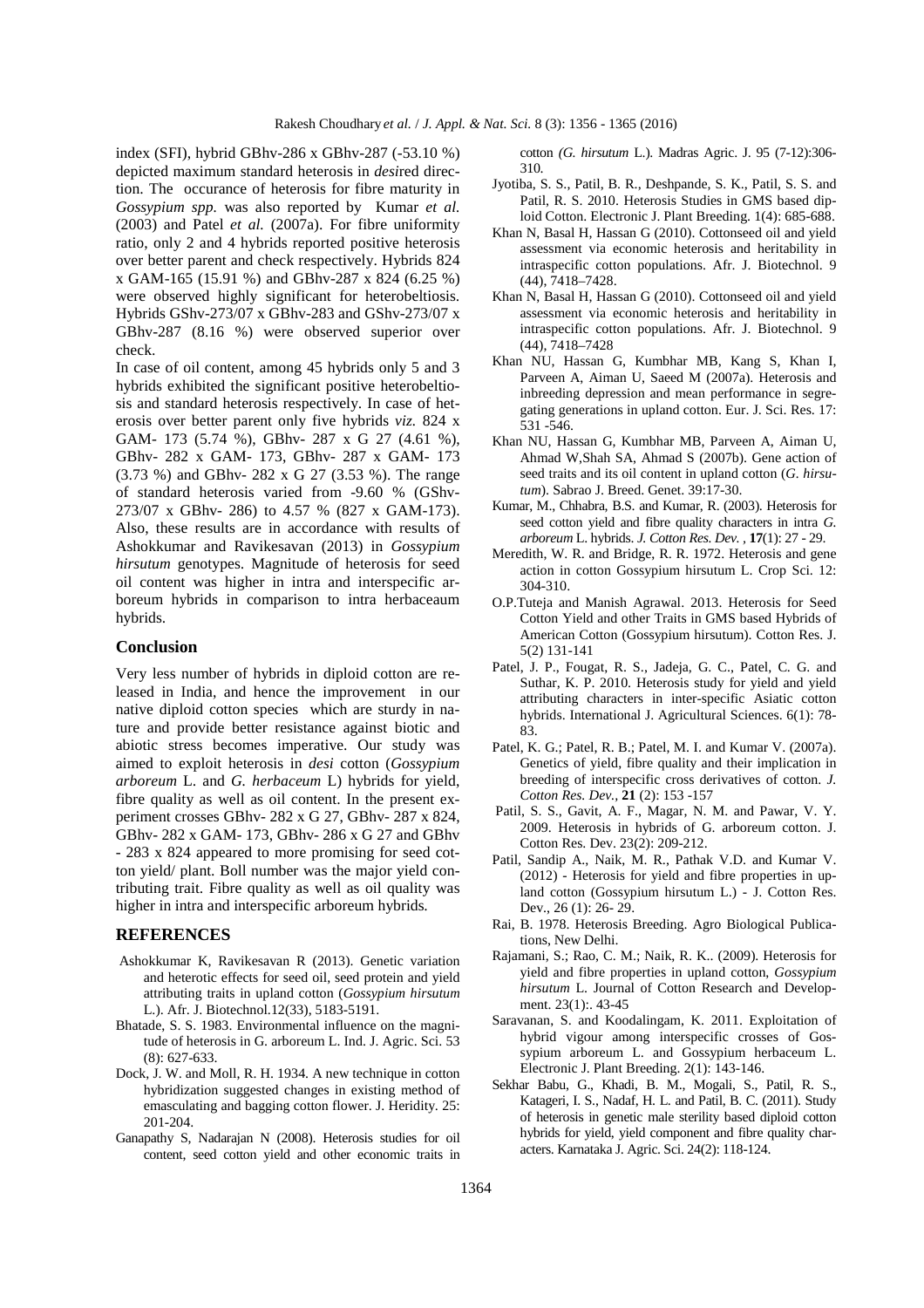index (SFI), hybrid GBhv-286 x GBhv-287 (-53.10 %) depicted maximum standard heterosis in *desi*red direction. The occurance of heterosis for fibre maturity in *Gossypium spp.* was also reported by Kumar *et al.* (2003) and Patel *et al.* (2007a). For fibre uniformity ratio, only 2 and 4 hybrids reported positive heterosis over better parent and check respectively. Hybrids 824 x GAM-165 (15.91 %) and GBhv-287 x 824 (6.25 %) were observed highly significant for heterobeltiosis. Hybrids GShv-273/07 x GBhv-283 and GShv-273/07 x GBhv-287 (8.16 %) were observed superior over check.

In case of oil content, among 45 hybrids only 5 and 3 hybrids exhibited the significant positive heterobeltiosis and standard heterosis respectively. In case of heterosis over better parent only five hybrids *viz.* 824 x GAM- 173 (5.74 %), GBhv- 287 x G 27 (4.61 %), GBhv- 282 x GAM- 173, GBhv- 287 x GAM- 173 (3.73 %) and GBhv- 282 x G 27 (3.53 %). The range of standard heterosis varied from -9.60 % (GShv-273/07 x GBhv- 286) to 4.57 % (827 x GAM-173). Also, these results are in accordance with results of Ashokkumar and Ravikesavan (2013) in *Gossypium hirsutum* genotypes. Magnitude of heterosis for seed oil content was higher in intra and interspecific arboreum hybrids in comparison to intra herbaceaum hybrids.

## Conclusion

Very less number of hybrids in diploid cotton are released in India, and hence the improvement in our native diploid cotton species which are sturdy in nature and provide better resistance against biotic and abiotic stress becomes imperative. Our study was aimed to exploit heterosis in *desi* cotton (*Gossypium arboreum* L. and *G. herbaceum* L) hybrids for yield, fibre quality as well as oil content. In the present experiment crosses GBhv- 282 x G 27, GBhv- 287 x 824, GBhv- 282 x GAM- 173, GBhv- 286 x G 27 and GBhv - 283 x 824 appeared to more promising for seed cotton yield/ plant. Boll number was the major yield contributing trait. Fibre quality as well as oil quality was higher in intra and interspecific arboreum hybrids.

## REFERENCES

Ashokkumar K, Ravikesavan R (2013). Genetic variation and heterotic effects for seed oil, seed protein and yield attributing traits in upland cotton (*Gossypium hirsutum* L.). Afr. J. Biotechnol.12(33), 5183-5191.

Bhatade, S. S. 1983. Environmental influence on the magnitude of heterosis in G. arboreum L. Ind. J. Agric. Sci. 53 (8): 627-633.

Dock, J. W. and Moll, R. H. 1934. A new technique in cotton hybridization suggested changes in existing method of emasculating and bagging cotton flower. J. Heridity. 25: 201-204.

Ganapathy S, Nadarajan N (2008). Heterosis studies for oil content, seed cotton yield and other economic traits in cotton *(G. hirsutum* L.)*.* Madras Agric. J. 95 (7-12):306-310*.*

Jyotiba, S. S., Patil, B. R., Deshpande, S. K., Patil, S. S. and Patil, R. S. 2010. Heterosis Studies in GMS based diploid Cotton. Electronic J. Plant Breeding. 1(4): 685-688.

Khan N, Basal H, Hassan G (2010). Cottonseed oil and yield assessment via economic heterosis and heritability in intraspecific cotton populations. Afr. J. Biotechnol. 9 (44), 7418–7428.

Khan N, Basal H, Hassan G (2010). Cottonseed oil and yield assessment via economic heterosis and heritability in intraspecific cotton populations. Afr. J. Biotechnol. 9 (44), 7418–7428

Khan NU, Hassan G, Kumbhar MB, Kang S, Khan I, Parveen A, Aiman U, Saeed M (2007a). Heterosis and inbreeding depression and mean performance in segregating generations in upland cotton. Eur. J. Sci. Res. 17: 531 -546.

Khan NU, Hassan G, Kumbhar MB, Parveen A, Aiman U, Ahmad W,Shah SA, Ahmad S (2007b). Gene action of seed traits and its oil content in upland cotton (*G. hirsutum*). Sabrao J. Breed. Genet. 39:17-30.

Kumar, M., Chhabra, B.S. and Kumar, R. (2003). Heterosis for seed cotton yield and fibre quality characters in intra *G. arboreum* L. hybrids. *J. Cotton Res. Dev.* , **17**(1): 27 - 29.

Meredith, W. R. and Bridge, R. R. 1972. Heterosis and gene action in cotton Gossypium hirsutum L. Crop Sci. 12: 304-310.

O.P.Tuteja and Manish Agrawal. 2013. Heterosis for Seed Cotton Yield and other Traits in GMS based Hybrids of American Cotton (Gossypium hirsutum). Cotton Res. J. 5(2) 131-141

Patel, J. P., Fougat, R. S., Jadeja, G. C., Patel, C. G. and Suthar, K. P. 2010. Heterosis study for yield and yield attributing characters in inter-specific Asiatic cotton hybrids. International J. Agricultural Sciences. 6(1): 78-83.

Patel, K. G.; Patel, R. B.; Patel, M. I. and Kumar V. (2007a). Genetics of yield, fibre quality and their implication in breeding of interspecific cross derivatives of cotton. *J. Cotton Res. Dev.,* **21** (2): 153 -157

Patil, S. S., Gavit, A. F., Magar, N. M. and Pawar, V. Y. 2009. Heterosis in hybrids of G. arboreum cotton. J. Cotton Res. Dev. 23(2): 209-212.

Patil, Sandip A., Naik, M. R., Pathak V.D. and Kumar V. (2012) - Heterosis for yield and fibre properties in upland cotton (Gossypium hirsutum L.) - J. Cotton Res. Dev., 26 (1): 26- 29.

Rai, B. 1978. Heterosis Breeding. Agro Biological Publications, New Delhi.

Rajamani, S.; Rao, C. M.; Naik, R. K.. (2009). Heterosis for yield and fibre properties in upland cotton, *Gossypium hirsutum* L. Journal of Cotton Research and Development. 23(1):. 43-45

Saravanan, S. and Koodalingam, K. 2011. Exploitation of hybrid vigour among interspecific crosses of Gossypium arboreum L. and Gossypium herbaceum L. Electronic J. Plant Breeding. 2(1): 143-146.

Sekhar Babu, G., Khadi, B. M., Mogali, S., Patil, R. S., Katageri, I. S., Nadaf, H. L. and Patil, B. C. (2011). Study of heterosis in genetic male sterility based diploid cotton hybrids for yield, yield component and fibre quality characters. Karnataka J. Agric. Sci. 24(2): 118-124.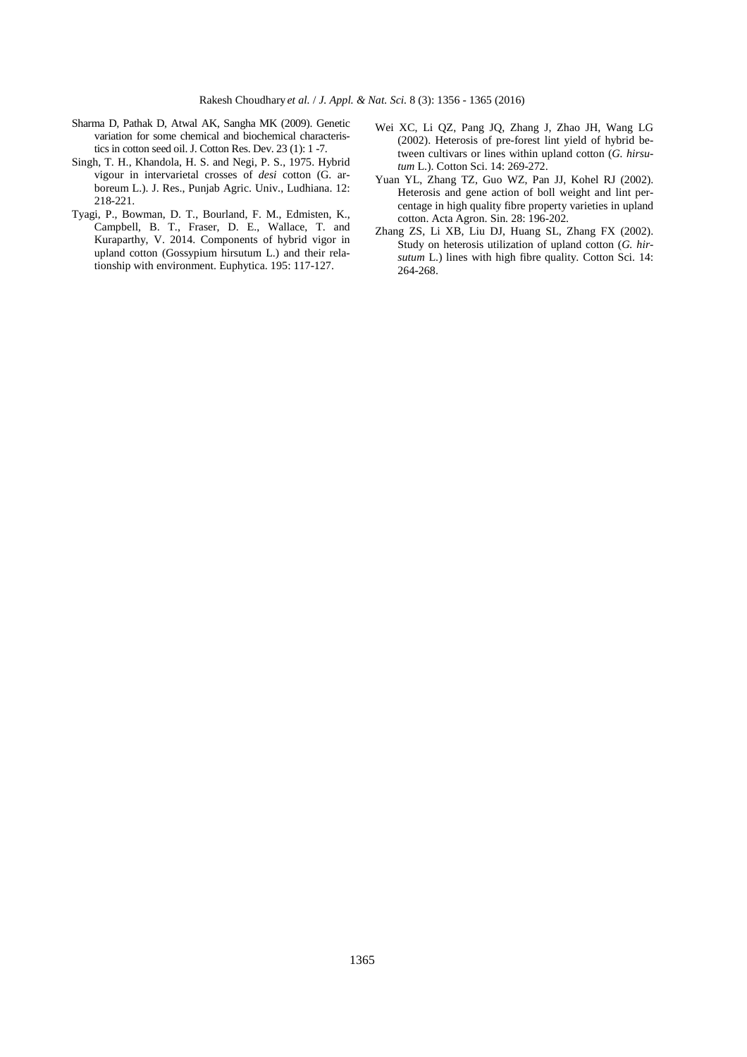Sharma D, Pathak D, Atwal AK, Sangha MK (2009). Genetic variation for some chemical and biochemical characteristics in cotton seed oil. J. Cotton Res. Dev. 23 (1): 1 -7.

Singh, T. H., Khandola, H. S. and Negi, P. S., 1975. Hybrid vigour in intervarietal crosses of *desi* cotton (G. arboreum L.). J. Res., Punjab Agric. Univ., Ludhiana. 12: 218-221.

Tyagi, P., Bowman, D. T., Bourland, F. M., Edmisten, K., Campbell, B. T., Fraser, D. E., Wallace, T. and Kuraparthy, V. 2014. Components of hybrid vigor in upland cotton (Gossypium hirsutum L.) and their relationship with environment. Euphytica. 195: 117-127.

Wei XC, Li QZ, Pang JQ, Zhang J, Zhao JH, Wang LG (2002). Heterosis of pre-forest lint yield of hybrid between cultivars or lines within upland cotton (*G. hirsutum* L.). Cotton Sci. 14: 269-272.

Yuan YL, Zhang TZ, Guo WZ, Pan JJ, Kohel RJ (2002). Heterosis and gene action of boll weight and lint percentage in high quality fibre property varieties in upland cotton. Acta Agron. Sin. 28: 196-202.

Zhang ZS, Li XB, Liu DJ, Huang SL, Zhang FX (2002). Study on heterosis utilization of upland cotton (*G. hirsutum* L.) lines with high fibre quality. Cotton Sci. 14: 264-268.